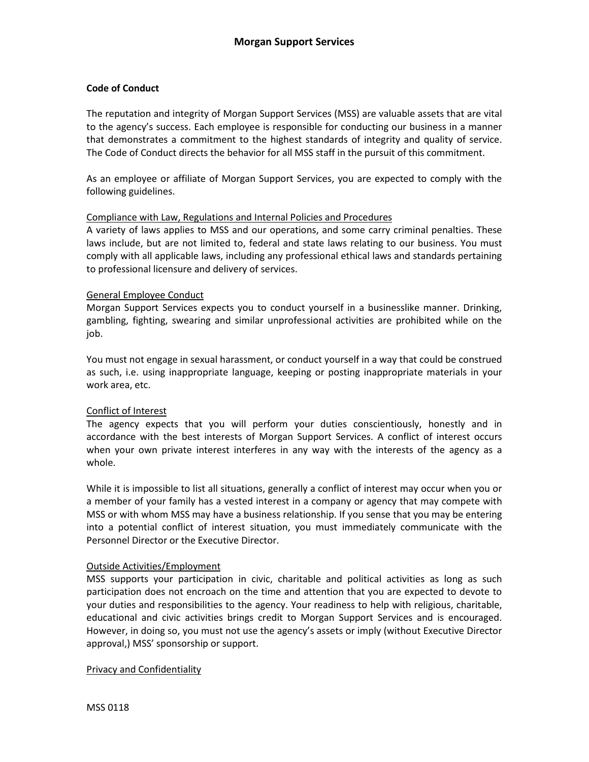# Morgan Support Services

## Code of Conduct

The reputation and integrity of Morgan Support Services (MSS) are valuable assets that are vital to the agency's success. Each employee is responsible for conducting our business in a manner that demonstrates a commitment to the highest standards of integrity and quality of service. The Code of Conduct directs the behavior for all MSS staff in the pursuit of this commitment.

As an employee or affiliate of Morgan Support Services, you are expected to comply with the following guidelines.

### Compliance with Law, Regulations and Internal Policies and Procedures

A variety of laws applies to MSS and our operations, and some carry criminal penalties. These laws include, but are not limited to, federal and state laws relating to our business. You must comply with all applicable laws, including any professional ethical laws and standards pertaining to professional licensure and delivery of services.

### General Employee Conduct

Morgan Support Services expects you to conduct yourself in a businesslike manner. Drinking, gambling, fighting, swearing and similar unprofessional activities are prohibited while on the job.

You must not engage in sexual harassment, or conduct yourself in a way that could be construed as such, i.e. using inappropriate language, keeping or posting inappropriate materials in your work area, etc.

### Conflict of Interest

The agency expects that you will perform your duties conscientiously, honestly and in accordance with the best interests of Morgan Support Services. A conflict of interest occurs when your own private interest interferes in any way with the interests of the agency as a whole.

While it is impossible to list all situations, generally a conflict of interest may occur when you or a member of your family has a vested interest in a company or agency that may compete with MSS or with whom MSS may have a business relationship. If you sense that you may be entering into a potential conflict of interest situation, you must immediately communicate with the Personnel Director or the Executive Director.

### Outside Activities/Employment

MSS supports your participation in civic, charitable and political activities as long as such participation does not encroach on the time and attention that you are expected to devote to your duties and responsibilities to the agency. Your readiness to help with religious, charitable, educational and civic activities brings credit to Morgan Support Services and is encouraged. However, in doing so, you must not use the agency's assets or imply (without Executive Director approval,) MSS' sponsorship or support.

### Privacy and Confidentiality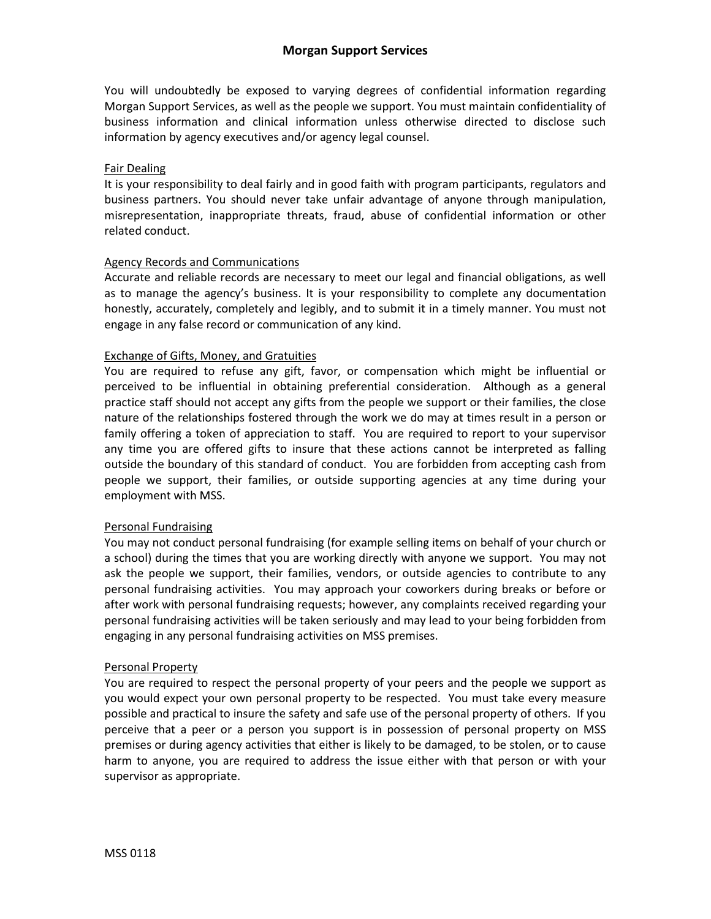You will undoubtedly be exposed to varying degrees of confidential information regarding Morgan Support Services, as well as the people we support. You must maintain confidentiality of business information and clinical information unless otherwise directed to disclose such information by agency executives and/or agency legal counsel.

## Fair Dealing

It is your responsibility to deal fairly and in good faith with program participants, regulators and business partners. You should never take unfair advantage of anyone through manipulation, misrepresentation, inappropriate threats, fraud, abuse of confidential information or other related conduct.

## Agency Records and Communications

Accurate and reliable records are necessary to meet our legal and financial obligations, as well as to manage the agency's business. It is your responsibility to complete any documentation honestly, accurately, completely and legibly, and to submit it in a timely manner. You must not engage in any false record or communication of any kind.

## Exchange of Gifts, Money, and Gratuities

You are required to refuse any gift, favor, or compensation which might be influential or perceived to be influential in obtaining preferential consideration. Although as a general practice staff should not accept any gifts from the people we support or their families, the close nature of the relationships fostered through the work we do may at times result in a person or family offering a token of appreciation to staff. You are required to report to your supervisor any time you are offered gifts to insure that these actions cannot be interpreted as falling outside the boundary of this standard of conduct. You are forbidden from accepting cash from people we support, their families, or outside supporting agencies at any time during your employment with MSS.

## Personal Fundraising

You may not conduct personal fundraising (for example selling items on behalf of your church or a school) during the times that you are working directly with anyone we support. You may not ask the people we support, their families, vendors, or outside agencies to contribute to any personal fundraising activities. You may approach your coworkers during breaks or before or after work with personal fundraising requests; however, any complaints received regarding your personal fundraising activities will be taken seriously and may lead to your being forbidden from engaging in any personal fundraising activities on MSS premises.

## Personal Property

You are required to respect the personal property of your peers and the people we support as you would expect your own personal property to be respected. You must take every measure possible and practical to insure the safety and safe use of the personal property of others. If you perceive that a peer or a person you support is in possession of personal property on MSS premises or during agency activities that either is likely to be damaged, to be stolen, or to cause harm to anyone, you are required to address the issue either with that person or with your supervisor as appropriate.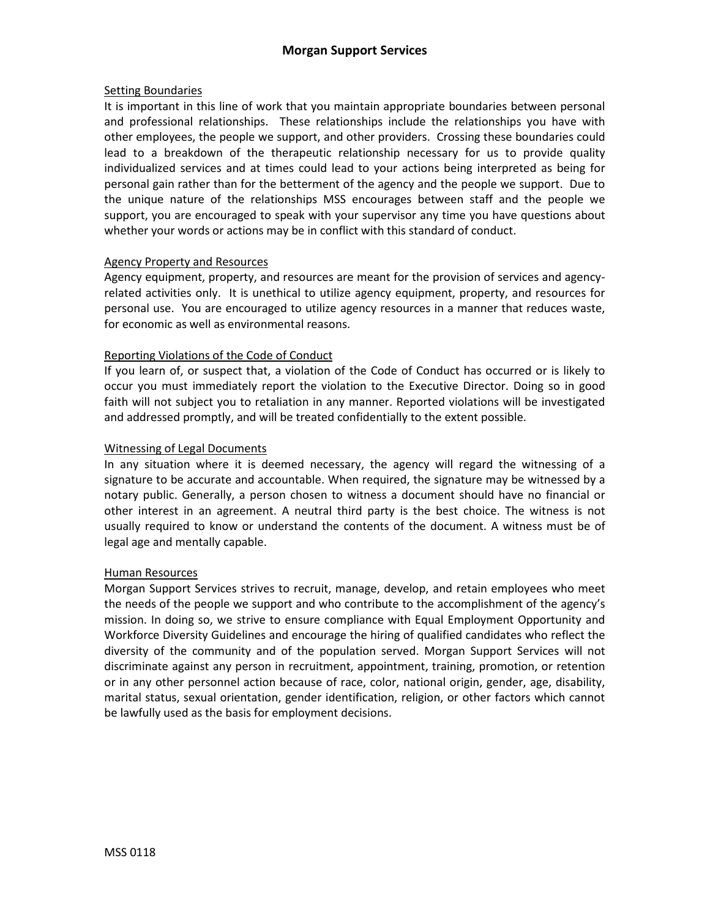## Setting Boundaries

It is important in this line of work that you maintain appropriate boundaries between personal and professional relationships. These relationships include the relationships you have with other employees, the people we support, and other providers. Crossing these boundaries could lead to a breakdown of the therapeutic relationship necessary for us to provide quality individualized services and at times could lead to your actions being interpreted as being for personal gain rather than for the betterment of the agency and the people we support. Due to the unique nature of the relationships MSS encourages between staff and the people we support, you are encouraged to speak with your supervisor any time you have questions about whether your words or actions may be in conflict with this standard of conduct.

## Agency Property and Resources

Agency equipment, property, and resources are meant for the provision of services and agency-related activities only. It is unethical to utilize agency equipment, property, and resources for personal use. You are encouraged to utilize agency resources in a manner that reduces waste, for economic as well as environmental reasons.

## Reporting Violations of the Code of Conduct

If you learn of, or suspect that, a violation of the Code of Conduct has occurred or is likely to occur you must immediately report the violation to the Executive Director. Doing so in good faith will not subject you to retaliation in any manner. Reported violations will be investigated and addressed promptly, and will be treated confidentially to the extent possible.

## Witnessing of Legal Documents

In any situation where it is deemed necessary, the agency will regard the witnessing of a signature to be accurate and accountable. When required, the signature may be witnessed by a notary public. Generally, a person chosen to witness a document should have no financial or other interest in an agreement. A neutral third party is the best choice. The witness is not usually required to know or understand the contents of the document. A witness must be of legal age and mentally capable.

## Human Resources

Morgan Support Services strives to recruit, manage, develop, and retain employees who meet the needs of the people we support and who contribute to the accomplishment of the agency's mission. In doing so, we strive to ensure compliance with Equal Employment Opportunity and Workforce Diversity Guidelines and encourage the hiring of qualified candidates who reflect the diversity of the community and of the population served. Morgan Support Services will not discriminate against any person in recruitment, appointment, training, promotion, or retention or in any other personnel action because of race, color, national origin, gender, age, disability, marital status, sexual orientation, gender identification, religion, or other factors which cannot be lawfully used as the basis for employment decisions.